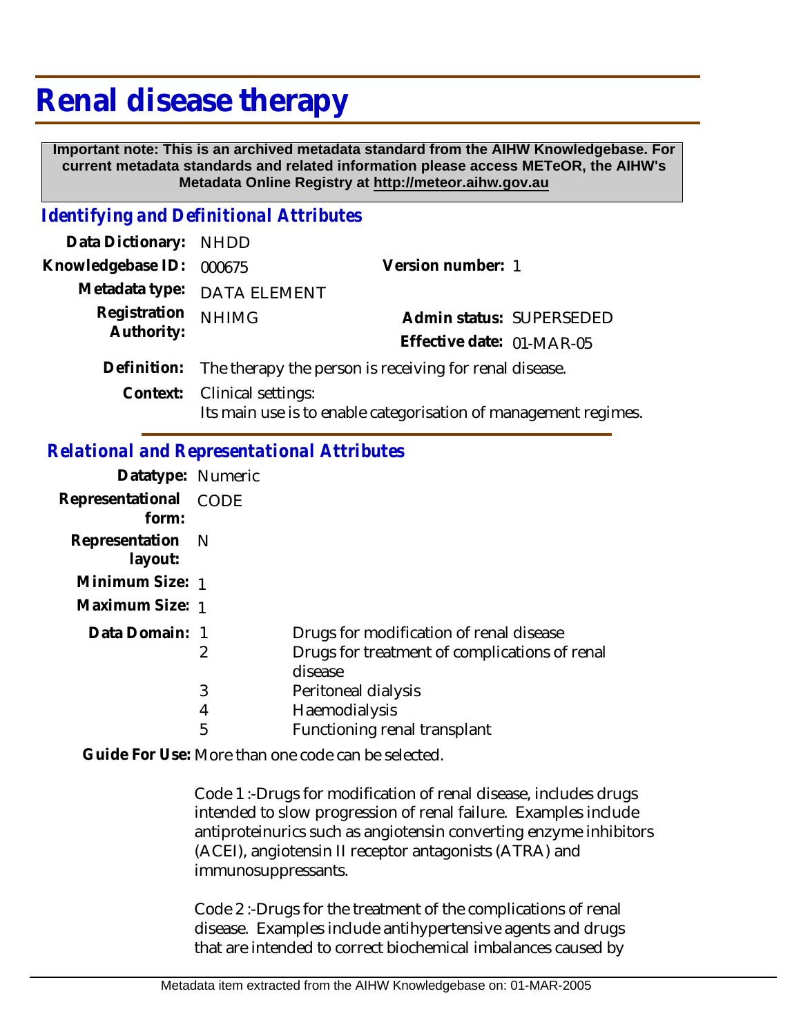# Renal disease therapy

**Important note: This is an archived metadata standard from the AIHW Knowledgebase. For current metadata standards and related information please access METeOR, the AIHW's Metadata Online Registry at http://meteor.aihw.gov.au**

## *Identifying and Definitional Attributes*

| | | | |
|---|---|---|---|
| **Data Dictionary:** | NHDD | | |
| **Knowledgebase ID:** | 000675 | **Version number:** | 1 |
| **Metadata type:** | DATA ELEMENT | | |
| **Registration Authority:** | NHIMG | **Admin status:** | SUPERSEDED |
| | | **Effective date:** | 01-MAR-05 |

**Definition:** The therapy the person is receiving for renal disease.

**Context:** Clinical settings:
Its main use is to enable categorisation of management regimes.

## *Relational and Representational Attributes*

**Datatype:** Numeric

**Representational form:** CODE

**Representation layout:** N

**Minimum Size:** 1

**Maximum Size:** 1

**Data Domain:**

| | |
|---|---|
| 1 | Drugs for modification of renal disease |
| 2 | Drugs for treatment of complications of renal disease |
| 3 | Peritoneal dialysis |
| 4 | Haemodialysis |
| 5 | Functioning renal transplant |

**Guide For Use:** More than one code can be selected.

Code 1 :-Drugs for modification of renal disease, includes drugs intended to slow progression of renal failure. Examples include antiproteinurics such as angiotensin converting enzyme inhibitors (ACEI), angiotensin II receptor antagonists (ATRA) and immunosuppressants.

Code 2 :-Drugs for the treatment of the complications of renal disease. Examples include antihypertensive agents and drugs that are intended to correct biochemical imbalances caused by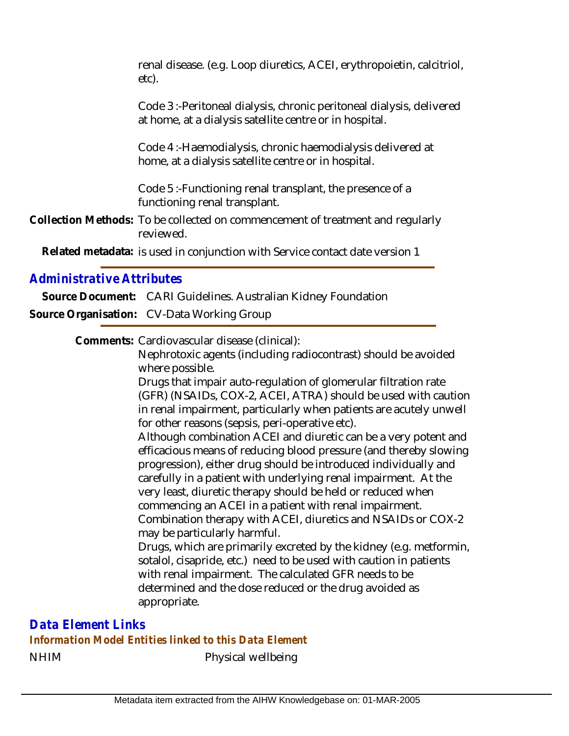renal disease. (e.g. Loop diuretics, ACEI, erythropoietin, calcitriol, etc).

Code 3 :-Peritoneal dialysis, chronic peritoneal dialysis, delivered at home, at a dialysis satellite centre or in hospital.

Code 4 :-Haemodialysis, chronic haemodialysis delivered at home, at a dialysis satellite centre or in hospital.

Code 5 :-Functioning renal transplant, the presence of a functioning renal transplant.

**Collection Methods:** To be collected on commencement of treatment and regularly reviewed.

**Related metadata:** is used in conjunction with Service contact date version 1

## Administrative Attributes

**Source Document:** CARI Guidelines. Australian Kidney Foundation

**Source Organisation:** CV-Data Working Group

**Comments:** Cardiovascular disease (clinical):
Nephrotoxic agents (including radiocontrast) should be avoided where possible.
Drugs that impair auto-regulation of glomerular filtration rate (GFR) (NSAIDs, COX-2, ACEI, ATRA) should be used with caution in renal impairment, particularly when patients are acutely unwell for other reasons (sepsis, peri-operative etc).
Although combination ACEI and diuretic can be a very potent and efficacious means of reducing blood pressure (and thereby slowing progression), either drug should be introduced individually and carefully in a patient with underlying renal impairment. At the very least, diuretic therapy should be held or reduced when commencing an ACEI in a patient with renal impairment.
Combination therapy with ACEI, diuretics and NSAIDs or COX-2 may be particularly harmful.
Drugs, which are primarily excreted by the kidney (e.g. metformin, sotalol, cisapride, etc.) need to be used with caution in patients with renal impairment. The calculated GFR needs to be determined and the dose reduced or the drug avoided as appropriate.

## Data Element Links

### Information Model Entities linked to this Data Element

NHIM Physical wellbeing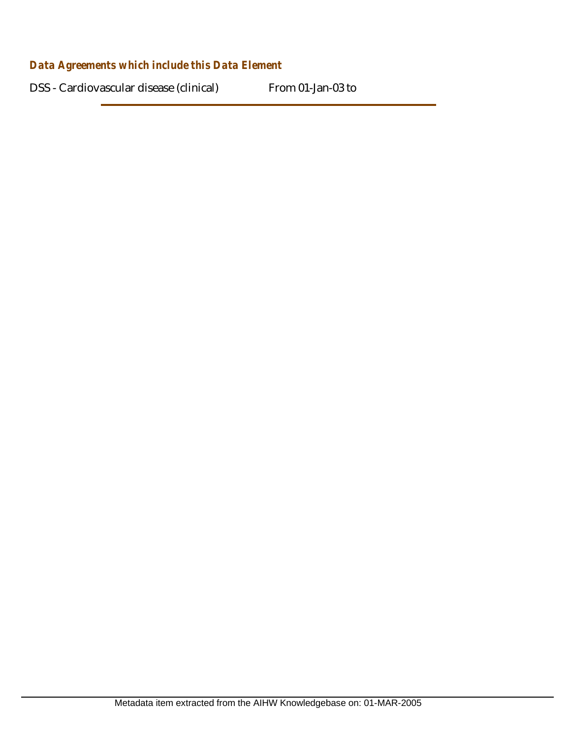### *Data Agreements which include this Data Element*

DSS - Cardiovascular disease (clinical) From 01-Jan-03 to

Metadata item extracted from the AIHW Knowledgebase on: 01-MAR-2005